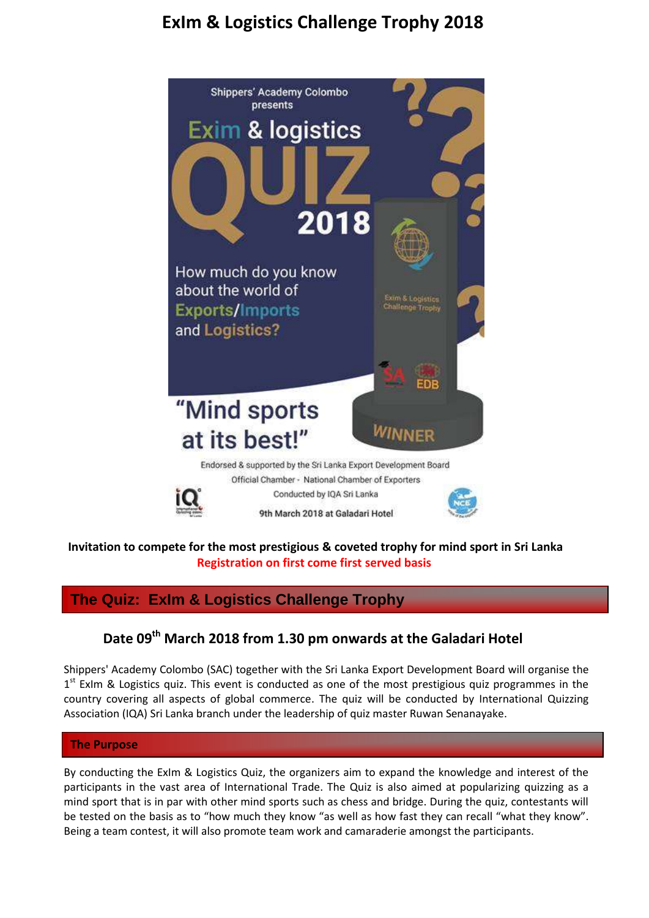# ExIm & Logistics Challenge Trophy 2018

Shippers' Academy Colombo presents

Exim & logistics QUIZ 2018

How much do you know about the world of Exports/Imports and Logistics?

"Mind sports at its best!"

Exim & Logistics Challenge Trophy

WINNER

Endorsed & supported by the Sri Lanka Export Development Board

Official Chamber - National Chamber of Exporters

Conducted by IQA Sri Lanka

9th March 2018 at Galadari Hotel

**Invitation to compete for the most prestigious & coveted trophy for mind sport in Sri Lanka**

**Registration on first come first served basis**

## The Quiz: ExIm & Logistics Challenge Trophy

### Date 09th March 2018 from 1.30 pm onwards at the Galadari Hotel

Shippers' Academy Colombo (SAC) together with the Sri Lanka Export Development Board will organise the 1st ExIm & Logistics quiz. This event is conducted as one of the most prestigious quiz programmes in the country covering all aspects of global commerce. The quiz will be conducted by International Quizzing Association (IQA) Sri Lanka branch under the leadership of quiz master Ruwan Senanayake.

### The Purpose

By conducting the ExIm & Logistics Quiz, the organizers aim to expand the knowledge and interest of the participants in the vast area of International Trade. The Quiz is also aimed at popularizing quizzing as a mind sport that is in par with other mind sports such as chess and bridge. During the quiz, contestants will be tested on the basis as to "how much they know "as well as how fast they can recall "what they know". Being a team contest, it will also promote team work and camaraderie amongst the participants.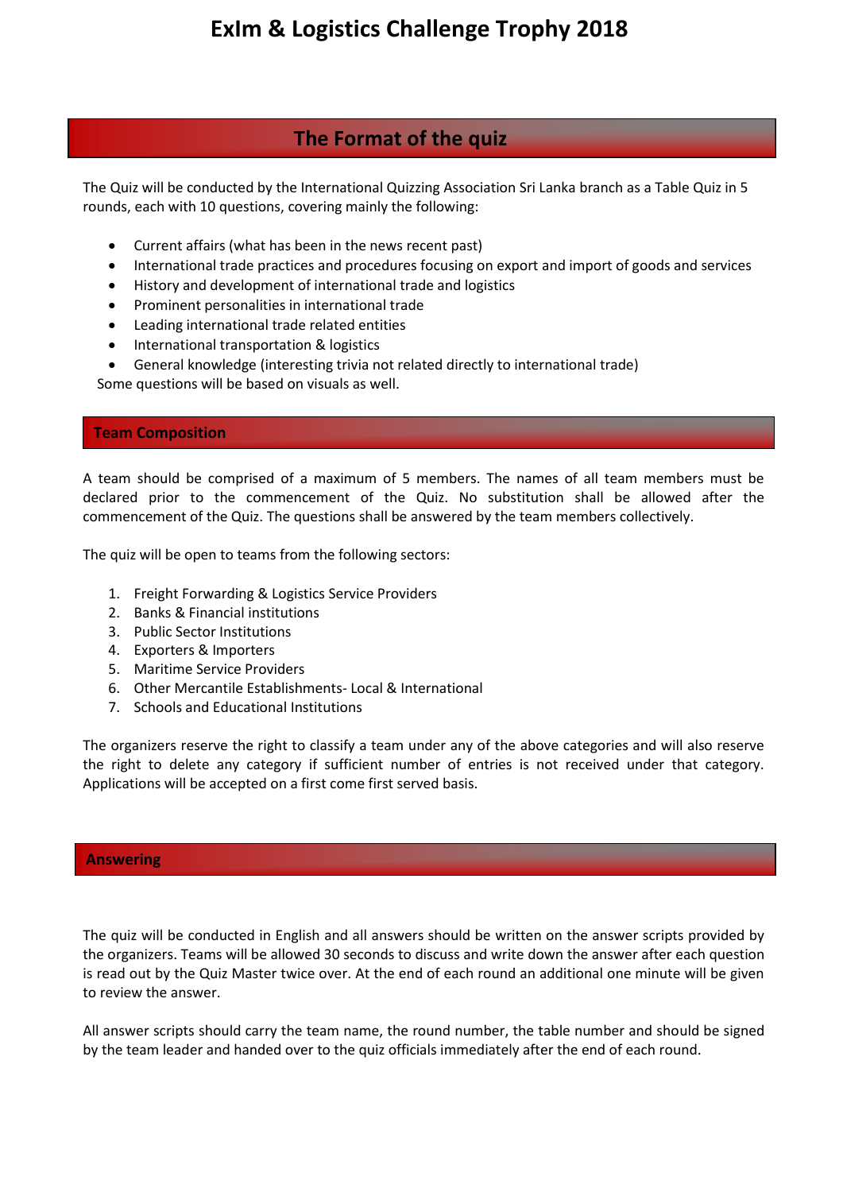# ExIm & Logistics Challenge Trophy 2018

## The Format of the quiz

The Quiz will be conducted by the International Quizzing Association Sri Lanka branch as a Table Quiz in 5 rounds, each with 10 questions, covering mainly the following:

- Current affairs (what has been in the news recent past)
- International trade practices and procedures focusing on export and import of goods and services
- History and development of international trade and logistics
- Prominent personalities in international trade
- Leading international trade related entities
- International transportation & logistics
- General knowledge (interesting trivia not related directly to international trade)

Some questions will be based on visuals as well.

### Team Composition

A team should be comprised of a maximum of 5 members. The names of all team members must be declared prior to the commencement of the Quiz. No substitution shall be allowed after the commencement of the Quiz. The questions shall be answered by the team members collectively.

The quiz will be open to teams from the following sectors:

1. Freight Forwarding & Logistics Service Providers
2. Banks & Financial institutions
3. Public Sector Institutions
4. Exporters & Importers
5. Maritime Service Providers
6. Other Mercantile Establishments- Local & International
7. Schools and Educational Institutions

The organizers reserve the right to classify a team under any of the above categories and will also reserve the right to delete any category if sufficient number of entries is not received under that category. Applications will be accepted on a first come first served basis.

### Answering

The quiz will be conducted in English and all answers should be written on the answer scripts provided by the organizers. Teams will be allowed 30 seconds to discuss and write down the answer after each question is read out by the Quiz Master twice over. At the end of each round an additional one minute will be given to review the answer.

All answer scripts should carry the team name, the round number, the table number and should be signed by the team leader and handed over to the quiz officials immediately after the end of each round.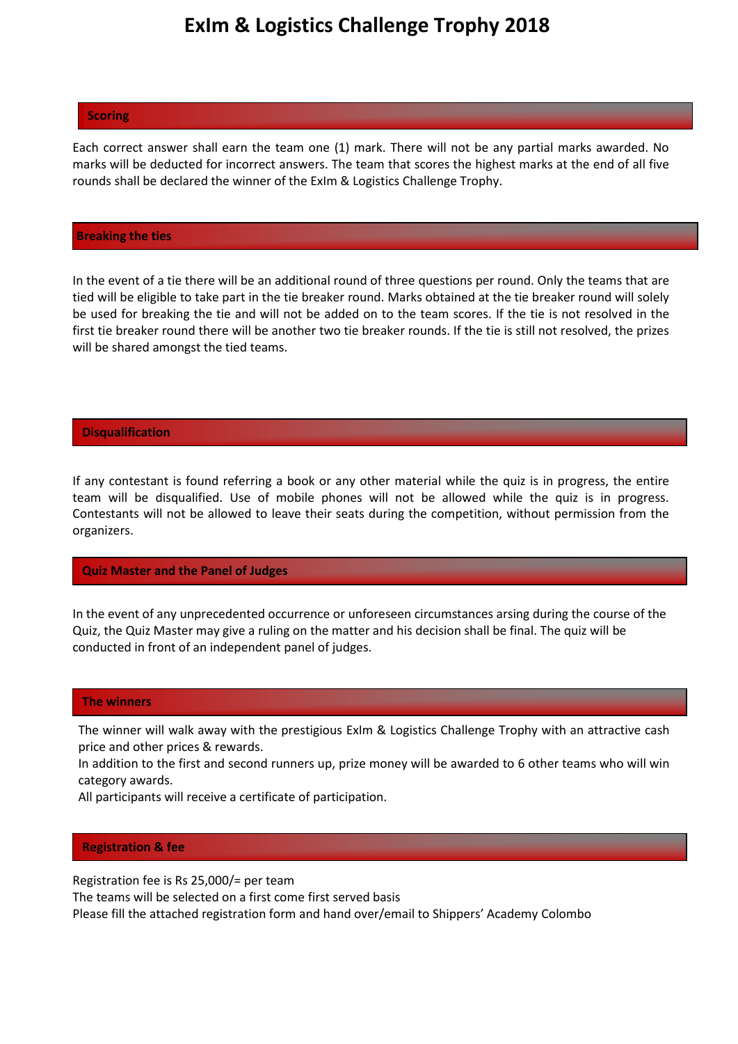# ExIm & Logistics Challenge Trophy 2018

## Scoring

Each correct answer shall earn the team one (1) mark. There will not be any partial marks awarded. No marks will be deducted for incorrect answers. The team that scores the highest marks at the end of all five rounds shall be declared the winner of the ExIm & Logistics Challenge Trophy.

## Breaking the ties

In the event of a tie there will be an additional round of three questions per round. Only the teams that are tied will be eligible to take part in the tie breaker round. Marks obtained at the tie breaker round will solely be used for breaking the tie and will not be added on to the team scores. If the tie is not resolved in the first tie breaker round there will be another two tie breaker rounds. If the tie is still not resolved, the prizes will be shared amongst the tied teams.

## Disqualification

If any contestant is found referring a book or any other material while the quiz is in progress, the entire team will be disqualified. Use of mobile phones will not be allowed while the quiz is in progress. Contestants will not be allowed to leave their seats during the competition, without permission from the organizers.

## Quiz Master and the Panel of Judges

In the event of any unprecedented occurrence or unforeseen circumstances arsing during the course of the Quiz, the Quiz Master may give a ruling on the matter and his decision shall be final. The quiz will be conducted in front of an independent panel of judges.

## The winners

The winner will walk away with the prestigious ExIm & Logistics Challenge Trophy with an attractive cash price and other prices & rewards.
In addition to the first and second runners up, prize money will be awarded to 6 other teams who will win category awards.
All participants will receive a certificate of participation.

## Registration & fee

Registration fee is Rs 25,000/= per team
The teams will be selected on a first come first served basis
Please fill the attached registration form and hand over/email to Shippers' Academy Colombo